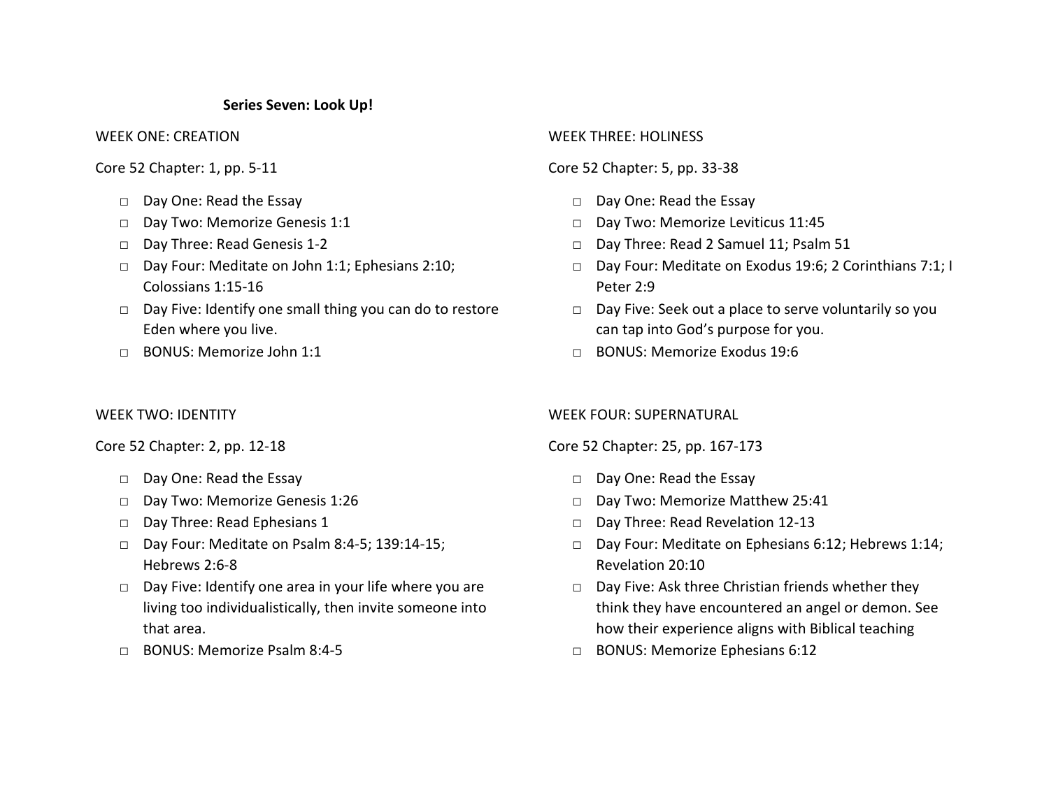## Series Seven: Look Up!

### WEEK ONE: CREATION

Core 52 Chapter: 1, pp. 5-11

- □ Day One: Read the Essay
- □ Day Two: Memorize Genesis 1:1
- □ Day Three: Read Genesis 1-2
- □ Day Four: Meditate on John 1:1; Ephesians 2:10; Colossians 1:15-16
- □ Day Five: Identify one small thing you can do to restore Eden where you live.
- □ BONUS: Memorize John 1:1

### WEEK TWO: IDENTITY

Core 52 Chapter: 2, pp. 12-18

- □ Day One: Read the Essay
- □ Day Two: Memorize Genesis 1:26
- □ Day Three: Read Ephesians 1
- □ Day Four: Meditate on Psalm 8:4-5; 139:14-15; Hebrews 2:6-8
- □ Day Five: Identify one area in your life where you are living too individualistically, then invite someone into that area.
- □ BONUS: Memorize Psalm 8:4-5

### WEEK THREE: HOLINESS

Core 52 Chapter: 5, pp. 33-38

- □ Day One: Read the Essay
- □ Day Two: Memorize Leviticus 11:45
- □ Day Three: Read 2 Samuel 11; Psalm 51
- □ Day Four: Meditate on Exodus 19:6; 2 Corinthians 7:1; I Peter 2:9
- □ Day Five: Seek out a place to serve voluntarily so you can tap into God's purpose for you.
- □ BONUS: Memorize Exodus 19:6

### WEEK FOUR: SUPERNATURAL

Core 52 Chapter: 25, pp. 167-173

- □ Day One: Read the Essay
- □ Day Two: Memorize Matthew 25:41
- □ Day Three: Read Revelation 12-13
- □ Day Four: Meditate on Ephesians 6:12; Hebrews 1:14; Revelation 20:10
- □ Day Five: Ask three Christian friends whether they think they have encountered an angel or demon. See how their experience aligns with Biblical teaching
- □ BONUS: Memorize Ephesians 6:12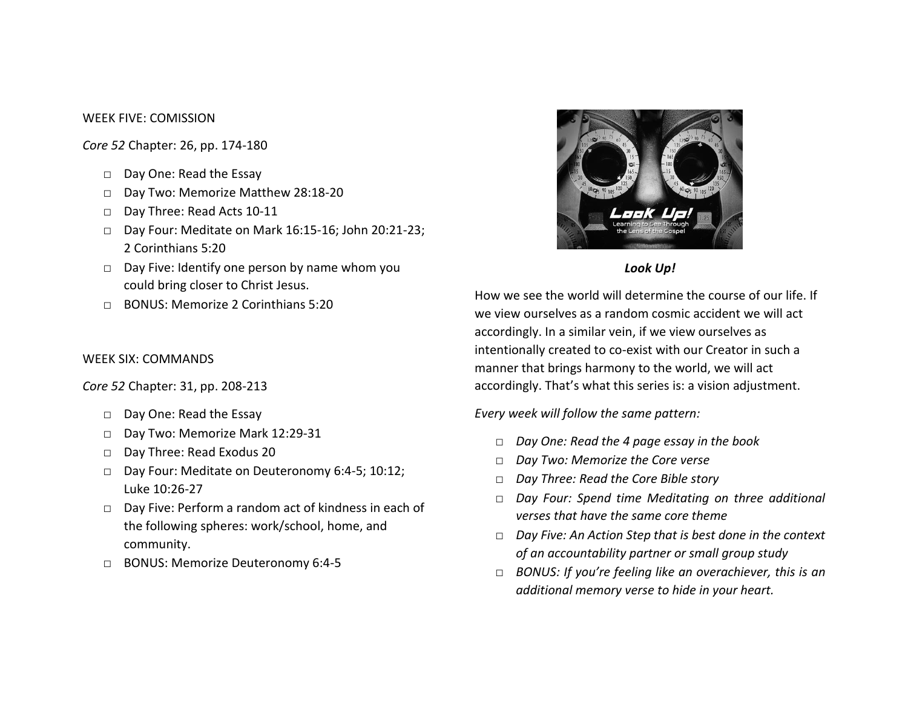WEEK FIVE: COMISSION

*Core 52* Chapter: 26, pp. 174-180

- □ Day One: Read the Essay
- □ Day Two: Memorize Matthew 28:18-20
- □ Day Three: Read Acts 10-11
- □ Day Four: Meditate on Mark 16:15-16; John 20:21-23; 2 Corinthians 5:20
- □ Day Five: Identify one person by name whom you could bring closer to Christ Jesus.
- □ BONUS: Memorize 2 Corinthians 5:20

WEEK SIX: COMMANDS

*Core 52* Chapter: 31, pp. 208-213

- □ Day One: Read the Essay
- □ Day Two: Memorize Mark 12:29-31
- □ Day Three: Read Exodus 20
- □ Day Four: Meditate on Deuteronomy 6:4-5; 10:12; Luke 10:26-27
- □ Day Five: Perform a random act of kindness in each of the following spheres: work/school, home, and community.
- □ BONUS: Memorize Deuteronomy 6:4-5

***Look Up!***

How we see the world will determine the course of our life. If we view ourselves as a random cosmic accident we will act accordingly. In a similar vein, if we view ourselves as intentionally created to co-exist with our Creator in such a manner that brings harmony to the world, we will act accordingly. That's what this series is: a vision adjustment.

*Every week will follow the same pattern:*

- □ *Day One: Read the 4 page essay in the book*
- □ *Day Two: Memorize the Core verse*
- □ *Day Three: Read the Core Bible story*
- □ *Day Four: Spend time Meditating on three additional verses that have the same core theme*
- □ *Day Five: An Action Step that is best done in the context of an accountability partner or small group study*
- □ *BONUS: If you're feeling like an overachiever, this is an additional memory verse to hide in your heart.*